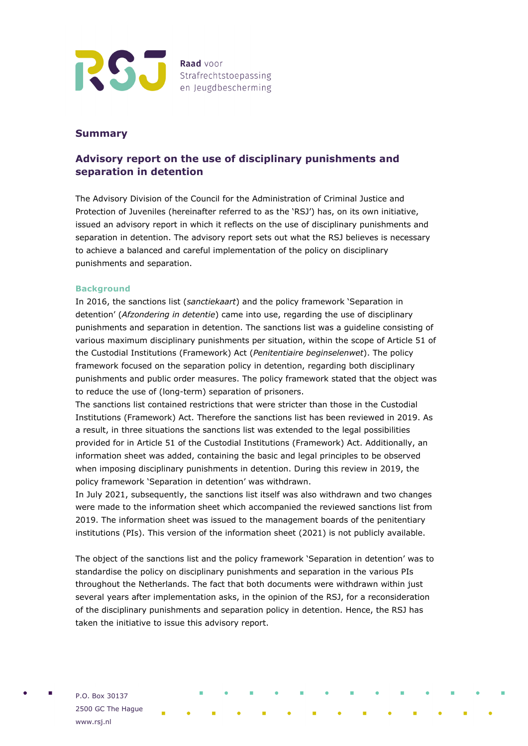Raad voor Strafrechtstoepassing en Jeugdbescherming

## Summary

## Advisory report on the use of disciplinary punishments and separation in detention

The Advisory Division of the Council for the Administration of Criminal Justice and Protection of Juveniles (hereinafter referred to as the 'RSJ') has, on its own initiative, issued an advisory report in which it reflects on the use of disciplinary punishments and separation in detention. The advisory report sets out what the RSJ believes is necessary to achieve a balanced and careful implementation of the policy on disciplinary punishments and separation.

### Background

In 2016, the sanctions list (*sanctiekaart*) and the policy framework 'Separation in detention' (*Afzondering in detentie*) came into use, regarding the use of disciplinary punishments and separation in detention. The sanctions list was a guideline consisting of various maximum disciplinary punishments per situation, within the scope of Article 51 of the Custodial Institutions (Framework) Act (*Penitentiaire beginselenwet*). The policy framework focused on the separation policy in detention, regarding both disciplinary punishments and public order measures. The policy framework stated that the object was to reduce the use of (long-term) separation of prisoners.

The sanctions list contained restrictions that were stricter than those in the Custodial Institutions (Framework) Act. Therefore the sanctions list has been reviewed in 2019. As a result, in three situations the sanctions list was extended to the legal possibilities provided for in Article 51 of the Custodial Institutions (Framework) Act. Additionally, an information sheet was added, containing the basic and legal principles to be observed when imposing disciplinary punishments in detention. During this review in 2019, the policy framework 'Separation in detention' was withdrawn.

In July 2021, subsequently, the sanctions list itself was also withdrawn and two changes were made to the information sheet which accompanied the reviewed sanctions list from 2019. The information sheet was issued to the management boards of the penitentiary institutions (PIs). This version of the information sheet (2021) is not publicly available.

The object of the sanctions list and the policy framework 'Separation in detention' was to standardise the policy on disciplinary punishments and separation in the various PIs throughout the Netherlands. The fact that both documents were withdrawn within just several years after implementation asks, in the opinion of the RSJ, for a reconsideration of the disciplinary punishments and separation policy in detention. Hence, the RSJ has taken the initiative to issue this advisory report.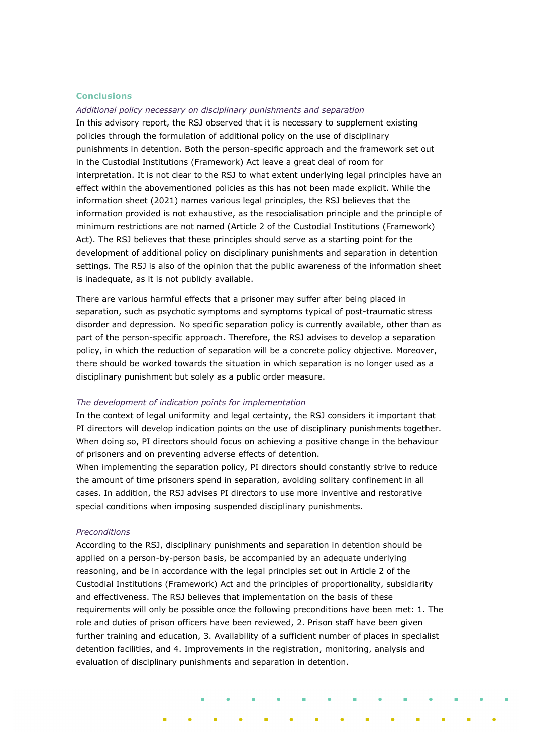## Conclusions

*Additional policy necessary on disciplinary punishments and separation*

In this advisory report, the RSJ observed that it is necessary to supplement existing policies through the formulation of additional policy on the use of disciplinary punishments in detention. Both the person-specific approach and the framework set out in the Custodial Institutions (Framework) Act leave a great deal of room for interpretation. It is not clear to the RSJ to what extent underlying legal principles have an effect within the abovementioned policies as this has not been made explicit. While the information sheet (2021) names various legal principles, the RSJ believes that the information provided is not exhaustive, as the resocialisation principle and the principle of minimum restrictions are not named (Article 2 of the Custodial Institutions (Framework) Act). The RSJ believes that these principles should serve as a starting point for the development of additional policy on disciplinary punishments and separation in detention settings. The RSJ is also of the opinion that the public awareness of the information sheet is inadequate, as it is not publicly available.

There are various harmful effects that a prisoner may suffer after being placed in separation, such as psychotic symptoms and symptoms typical of post-traumatic stress disorder and depression. No specific separation policy is currently available, other than as part of the person-specific approach. Therefore, the RSJ advises to develop a separation policy, in which the reduction of separation will be a concrete policy objective. Moreover, there should be worked towards the situation in which separation is no longer used as a disciplinary punishment but solely as a public order measure.

*The development of indication points for implementation*

In the context of legal uniformity and legal certainty, the RSJ considers it important that PI directors will develop indication points on the use of disciplinary punishments together. When doing so, PI directors should focus on achieving a positive change in the behaviour of prisoners and on preventing adverse effects of detention.

When implementing the separation policy, PI directors should constantly strive to reduce the amount of time prisoners spend in separation, avoiding solitary confinement in all cases. In addition, the RSJ advises PI directors to use more inventive and restorative special conditions when imposing suspended disciplinary punishments.

*Preconditions*

According to the RSJ, disciplinary punishments and separation in detention should be applied on a person-by-person basis, be accompanied by an adequate underlying reasoning, and be in accordance with the legal principles set out in Article 2 of the Custodial Institutions (Framework) Act and the principles of proportionality, subsidiarity and effectiveness. The RSJ believes that implementation on the basis of these requirements will only be possible once the following preconditions have been met: 1. The role and duties of prison officers have been reviewed, 2. Prison staff have been given further training and education, 3. Availability of a sufficient number of places in specialist detention facilities, and 4. Improvements in the registration, monitoring, analysis and evaluation of disciplinary punishments and separation in detention.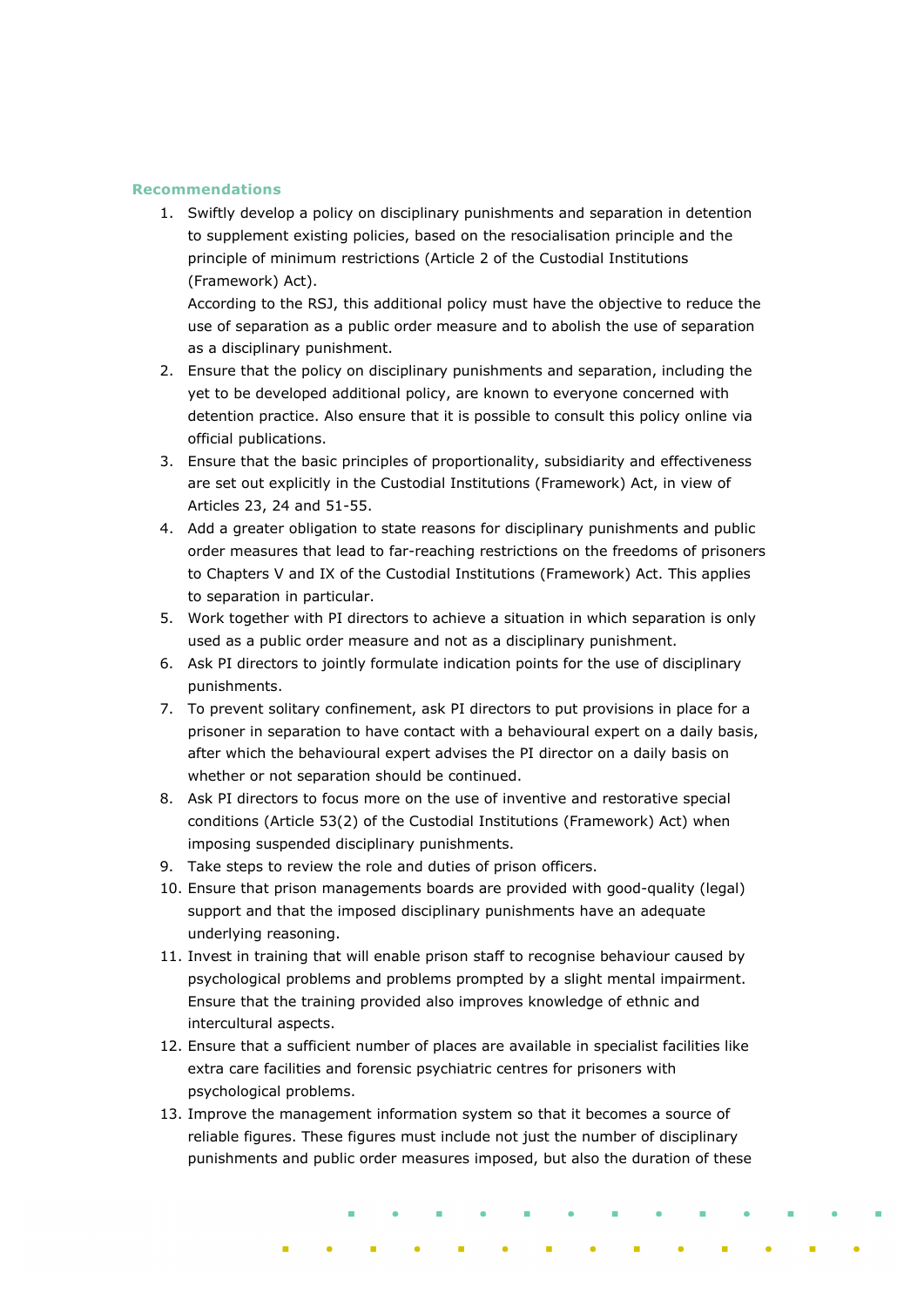### Recommendations

1. Swiftly develop a policy on disciplinary punishments and separation in detention to supplement existing policies, based on the resocialisation principle and the principle of minimum restrictions (Article 2 of the Custodial Institutions (Framework) Act).
   According to the RSJ, this additional policy must have the objective to reduce the use of separation as a public order measure and to abolish the use of separation as a disciplinary punishment.
2. Ensure that the policy on disciplinary punishments and separation, including the yet to be developed additional policy, are known to everyone concerned with detention practice. Also ensure that it is possible to consult this policy online via official publications.
3. Ensure that the basic principles of proportionality, subsidiarity and effectiveness are set out explicitly in the Custodial Institutions (Framework) Act, in view of Articles 23, 24 and 51-55.
4. Add a greater obligation to state reasons for disciplinary punishments and public order measures that lead to far-reaching restrictions on the freedoms of prisoners to Chapters V and IX of the Custodial Institutions (Framework) Act. This applies to separation in particular.
5. Work together with PI directors to achieve a situation in which separation is only used as a public order measure and not as a disciplinary punishment.
6. Ask PI directors to jointly formulate indication points for the use of disciplinary punishments.
7. To prevent solitary confinement, ask PI directors to put provisions in place for a prisoner in separation to have contact with a behavioural expert on a daily basis, after which the behavioural expert advises the PI director on a daily basis on whether or not separation should be continued.
8. Ask PI directors to focus more on the use of inventive and restorative special conditions (Article 53(2) of the Custodial Institutions (Framework) Act) when imposing suspended disciplinary punishments.
9. Take steps to review the role and duties of prison officers.
10. Ensure that prison managements boards are provided with good-quality (legal) support and that the imposed disciplinary punishments have an adequate underlying reasoning.
11. Invest in training that will enable prison staff to recognise behaviour caused by psychological problems and problems prompted by a slight mental impairment. Ensure that the training provided also improves knowledge of ethnic and intercultural aspects.
12. Ensure that a sufficient number of places are available in specialist facilities like extra care facilities and forensic psychiatric centres for prisoners with psychological problems.
13. Improve the management information system so that it becomes a source of reliable figures. These figures must include not just the number of disciplinary punishments and public order measures imposed, but also the duration of these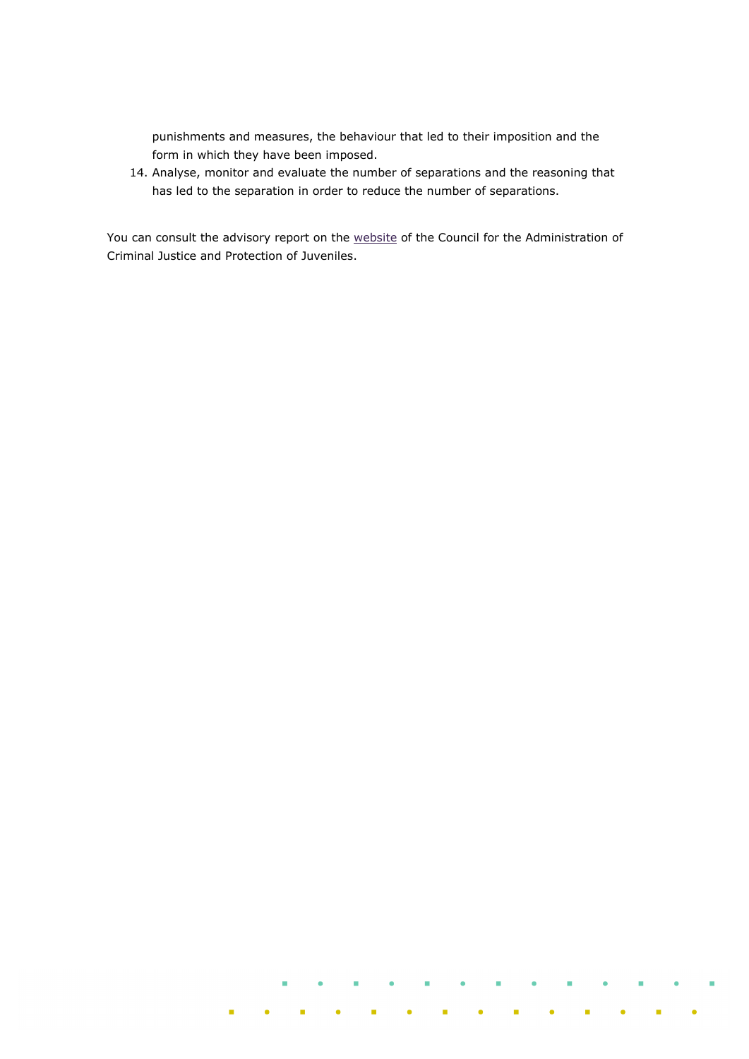punishments and measures, the behaviour that led to their imposition and the form in which they have been imposed.

14. Analyse, monitor and evaluate the number of separations and the reasoning that has led to the separation in order to reduce the number of separations.

You can consult the advisory report on the website of the Council for the Administration of Criminal Justice and Protection of Juveniles.